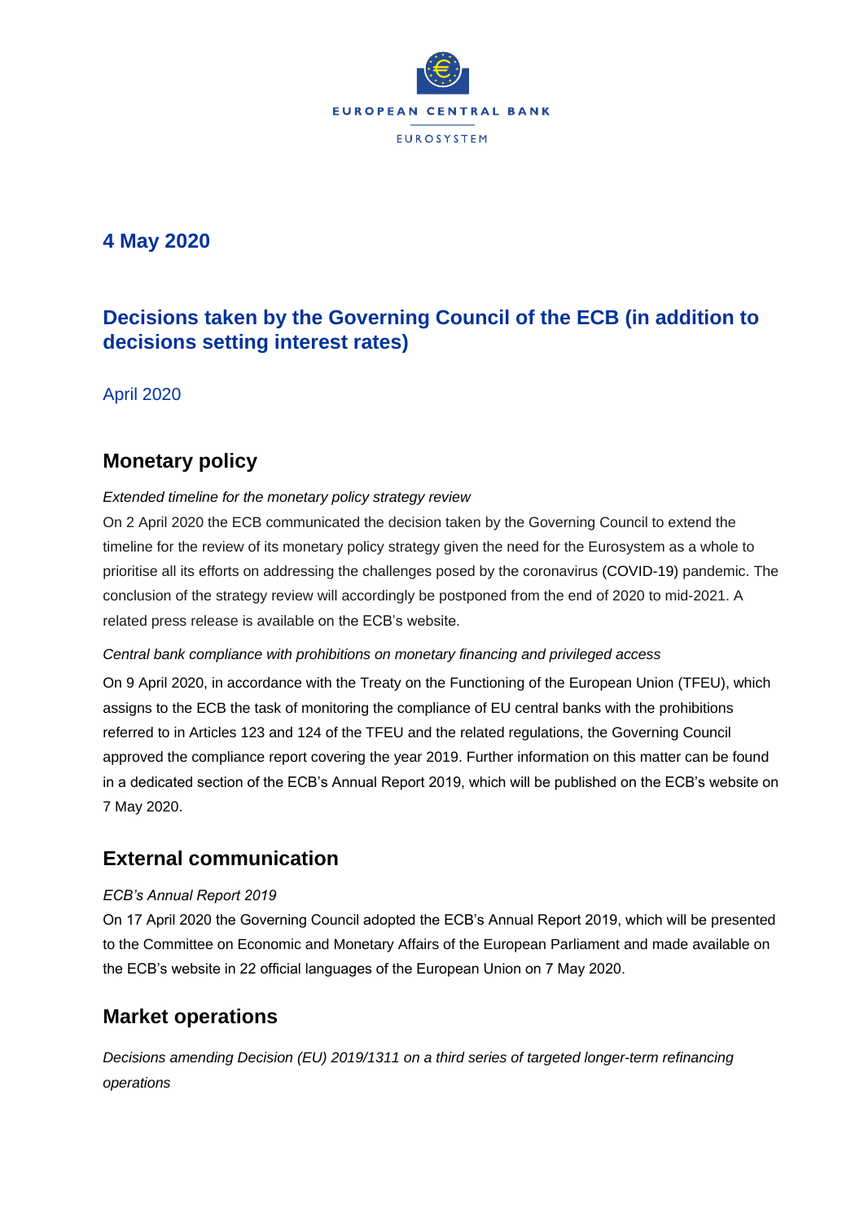EUROPEAN CENTRAL BANK

EUROSYSTEM

**4 May 2020**

# Decisions taken by the Governing Council of the ECB (in addition to decisions setting interest rates)

April 2020

## Monetary policy

*Extended timeline for the monetary policy strategy review*

On 2 April 2020 the ECB communicated the decision taken by the Governing Council to extend the timeline for the review of its monetary policy strategy given the need for the Eurosystem as a whole to prioritise all its efforts on addressing the challenges posed by the coronavirus (COVID-19) pandemic. The conclusion of the strategy review will accordingly be postponed from the end of 2020 to mid-2021. A related press release is available on the ECB's website.

*Central bank compliance with prohibitions on monetary financing and privileged access*

On 9 April 2020, in accordance with the Treaty on the Functioning of the European Union (TFEU), which assigns to the ECB the task of monitoring the compliance of EU central banks with the prohibitions referred to in Articles 123 and 124 of the TFEU and the related regulations, the Governing Council approved the compliance report covering the year 2019. Further information on this matter can be found in a dedicated section of the ECB's Annual Report 2019, which will be published on the ECB's website on 7 May 2020.

## External communication

*ECB's Annual Report 2019*

On 17 April 2020 the Governing Council adopted the ECB's Annual Report 2019, which will be presented to the Committee on Economic and Monetary Affairs of the European Parliament and made available on the ECB's website in 22 official languages of the European Union on 7 May 2020.

## Market operations

*Decisions amending Decision (EU) 2019/1311 on a third series of targeted longer-term refinancing operations*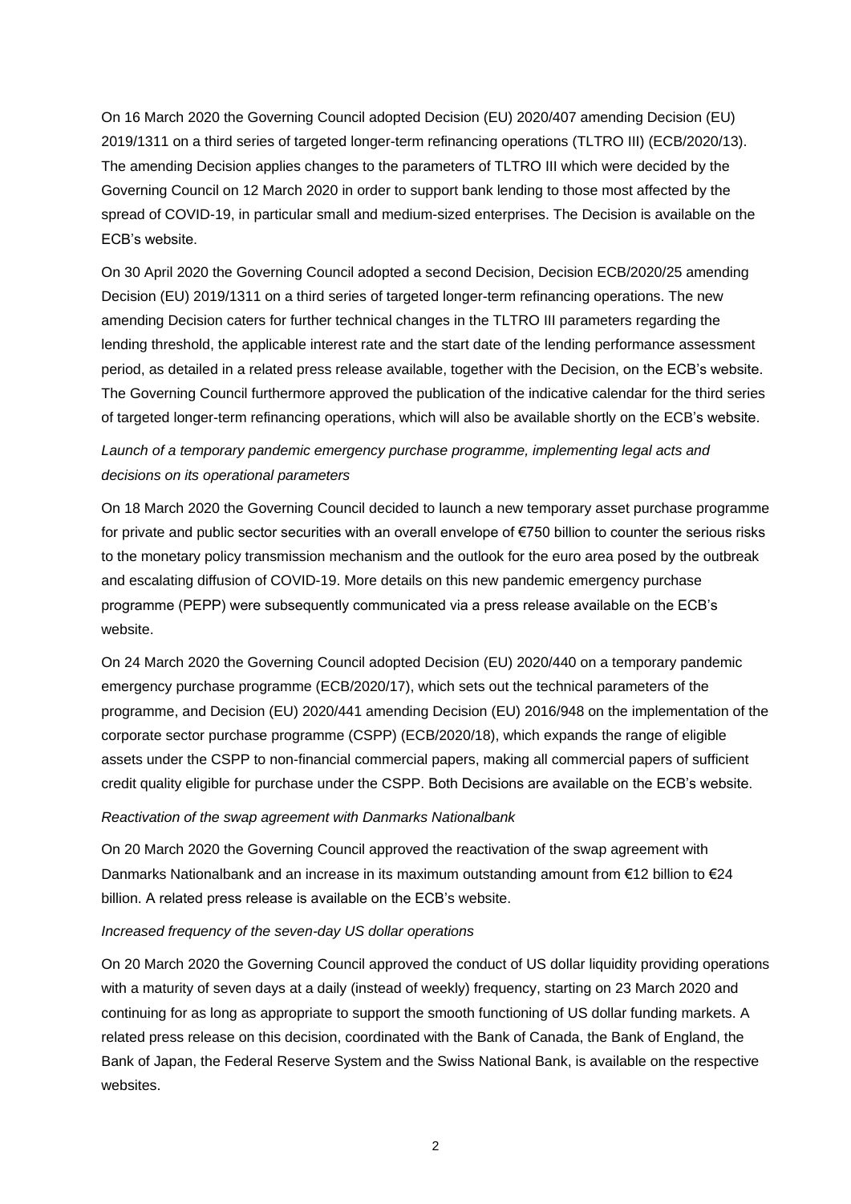On 16 March 2020 the Governing Council adopted Decision (EU) 2020/407 amending Decision (EU) 2019/1311 on a third series of targeted longer-term refinancing operations (TLTRO III) (ECB/2020/13). The amending Decision applies changes to the parameters of TLTRO III which were decided by the Governing Council on 12 March 2020 in order to support bank lending to those most affected by the spread of COVID-19, in particular small and medium-sized enterprises. The Decision is available on the ECB's website.

On 30 April 2020 the Governing Council adopted a second Decision, Decision ECB/2020/25 amending Decision (EU) 2019/1311 on a third series of targeted longer-term refinancing operations. The new amending Decision caters for further technical changes in the TLTRO III parameters regarding the lending threshold, the applicable interest rate and the start date of the lending performance assessment period, as detailed in a related press release available, together with the Decision, on the ECB's website. The Governing Council furthermore approved the publication of the indicative calendar for the third series of targeted longer-term refinancing operations, which will also be available shortly on the ECB's website.

*Launch of a temporary pandemic emergency purchase programme, implementing legal acts and decisions on its operational parameters*

On 18 March 2020 the Governing Council decided to launch a new temporary asset purchase programme for private and public sector securities with an overall envelope of €750 billion to counter the serious risks to the monetary policy transmission mechanism and the outlook for the euro area posed by the outbreak and escalating diffusion of COVID-19. More details on this new pandemic emergency purchase programme (PEPP) were subsequently communicated via a press release available on the ECB's website.

On 24 March 2020 the Governing Council adopted Decision (EU) 2020/440 on a temporary pandemic emergency purchase programme (ECB/2020/17), which sets out the technical parameters of the programme, and Decision (EU) 2020/441 amending Decision (EU) 2016/948 on the implementation of the corporate sector purchase programme (CSPP) (ECB/2020/18), which expands the range of eligible assets under the CSPP to non-financial commercial papers, making all commercial papers of sufficient credit quality eligible for purchase under the CSPP. Both Decisions are available on the ECB's website.

*Reactivation of the swap agreement with Danmarks Nationalbank*

On 20 March 2020 the Governing Council approved the reactivation of the swap agreement with Danmarks Nationalbank and an increase in its maximum outstanding amount from €12 billion to €24 billion. A related press release is available on the ECB's website.

*Increased frequency of the seven-day US dollar operations*

On 20 March 2020 the Governing Council approved the conduct of US dollar liquidity providing operations with a maturity of seven days at a daily (instead of weekly) frequency, starting on 23 March 2020 and continuing for as long as appropriate to support the smooth functioning of US dollar funding markets. A related press release on this decision, coordinated with the Bank of Canada, the Bank of England, the Bank of Japan, the Federal Reserve System and the Swiss National Bank, is available on the respective websites.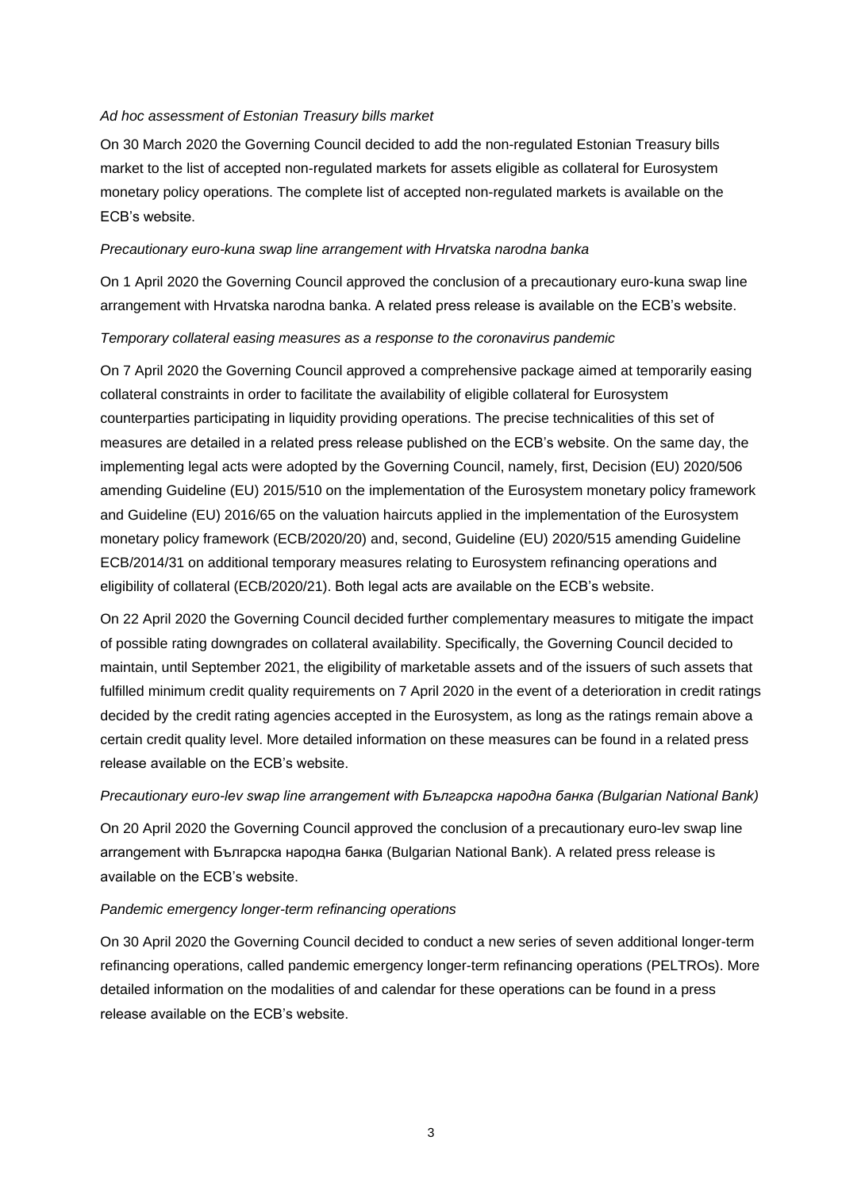*Ad hoc assessment of Estonian Treasury bills market*

On 30 March 2020 the Governing Council decided to add the non-regulated Estonian Treasury bills market to the list of accepted non-regulated markets for assets eligible as collateral for Eurosystem monetary policy operations. The complete list of accepted non-regulated markets is available on the ECB's website.

*Precautionary euro-kuna swap line arrangement with Hrvatska narodna banka*

On 1 April 2020 the Governing Council approved the conclusion of a precautionary euro-kuna swap line arrangement with Hrvatska narodna banka. A related press release is available on the ECB's website.

*Temporary collateral easing measures as a response to the coronavirus pandemic*

On 7 April 2020 the Governing Council approved a comprehensive package aimed at temporarily easing collateral constraints in order to facilitate the availability of eligible collateral for Eurosystem counterparties participating in liquidity providing operations. The precise technicalities of this set of measures are detailed in a related press release published on the ECB's website. On the same day, the implementing legal acts were adopted by the Governing Council, namely, first, Decision (EU) 2020/506 amending Guideline (EU) 2015/510 on the implementation of the Eurosystem monetary policy framework and Guideline (EU) 2016/65 on the valuation haircuts applied in the implementation of the Eurosystem monetary policy framework (ECB/2020/20) and, second, Guideline (EU) 2020/515 amending Guideline ECB/2014/31 on additional temporary measures relating to Eurosystem refinancing operations and eligibility of collateral (ECB/2020/21). Both legal acts are available on the ECB's website.

On 22 April 2020 the Governing Council decided further complementary measures to mitigate the impact of possible rating downgrades on collateral availability. Specifically, the Governing Council decided to maintain, until September 2021, the eligibility of marketable assets and of the issuers of such assets that fulfilled minimum credit quality requirements on 7 April 2020 in the event of a deterioration in credit ratings decided by the credit rating agencies accepted in the Eurosystem, as long as the ratings remain above a certain credit quality level. More detailed information on these measures can be found in a related press release available on the ECB's website.

*Precautionary euro-lev swap line arrangement with Българска народна банка (Bulgarian National Bank)*

On 20 April 2020 the Governing Council approved the conclusion of a precautionary euro-lev swap line arrangement with Българска народна банка (Bulgarian National Bank). A related press release is available on the ECB's website.

*Pandemic emergency longer-term refinancing operations*

On 30 April 2020 the Governing Council decided to conduct a new series of seven additional longer-term refinancing operations, called pandemic emergency longer-term refinancing operations (PELTROs). More detailed information on the modalities of and calendar for these operations can be found in a press release available on the ECB's website.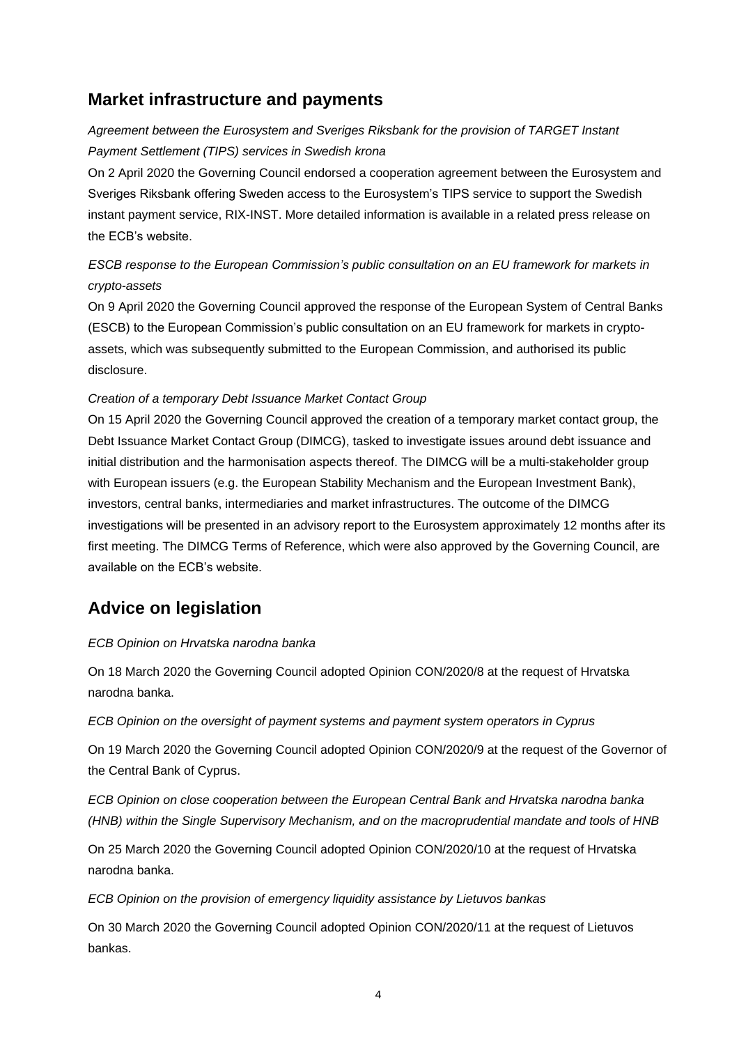## Market infrastructure and payments

*Agreement between the Eurosystem and Sveriges Riksbank for the provision of TARGET Instant Payment Settlement (TIPS) services in Swedish krona*

On 2 April 2020 the Governing Council endorsed a cooperation agreement between the Eurosystem and Sveriges Riksbank offering Sweden access to the Eurosystem's TIPS service to support the Swedish instant payment service, RIX-INST. More detailed information is available in a related press release on the ECB's website.

*ESCB response to the European Commission's public consultation on an EU framework for markets in crypto-assets*

On 9 April 2020 the Governing Council approved the response of the European System of Central Banks (ESCB) to the European Commission's public consultation on an EU framework for markets in crypto-assets, which was subsequently submitted to the European Commission, and authorised its public disclosure.

*Creation of a temporary Debt Issuance Market Contact Group*

On 15 April 2020 the Governing Council approved the creation of a temporary market contact group, the Debt Issuance Market Contact Group (DIMCG), tasked to investigate issues around debt issuance and initial distribution and the harmonisation aspects thereof. The DIMCG will be a multi-stakeholder group with European issuers (e.g. the European Stability Mechanism and the European Investment Bank), investors, central banks, intermediaries and market infrastructures. The outcome of the DIMCG investigations will be presented in an advisory report to the Eurosystem approximately 12 months after its first meeting. The DIMCG Terms of Reference, which were also approved by the Governing Council, are available on the ECB's website.

## Advice on legislation

*ECB Opinion on Hrvatska narodna banka*

On 18 March 2020 the Governing Council adopted Opinion CON/2020/8 at the request of Hrvatska narodna banka.

*ECB Opinion on the oversight of payment systems and payment system operators in Cyprus*

On 19 March 2020 the Governing Council adopted Opinion CON/2020/9 at the request of the Governor of the Central Bank of Cyprus.

*ECB Opinion on close cooperation between the European Central Bank and Hrvatska narodna banka (HNB) within the Single Supervisory Mechanism, and on the macroprudential mandate and tools of HNB*

On 25 March 2020 the Governing Council adopted Opinion CON/2020/10 at the request of Hrvatska narodna banka.

*ECB Opinion on the provision of emergency liquidity assistance by Lietuvos bankas*

On 30 March 2020 the Governing Council adopted Opinion CON/2020/11 at the request of Lietuvos bankas.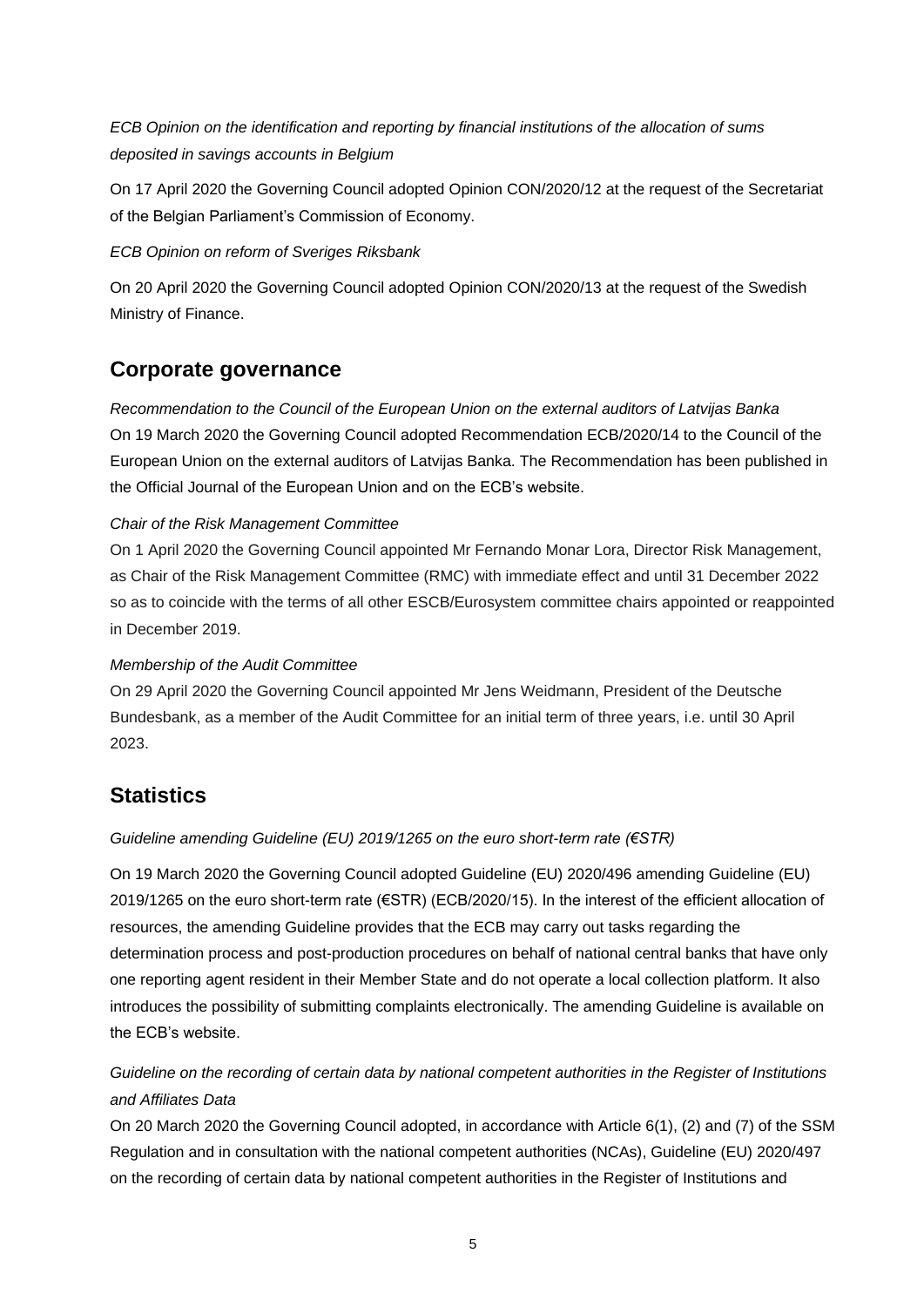*ECB Opinion on the identification and reporting by financial institutions of the allocation of sums deposited in savings accounts in Belgium*

On 17 April 2020 the Governing Council adopted Opinion CON/2020/12 at the request of the Secretariat of the Belgian Parliament's Commission of Economy.

*ECB Opinion on reform of Sveriges Riksbank*

On 20 April 2020 the Governing Council adopted Opinion CON/2020/13 at the request of the Swedish Ministry of Finance.

## Corporate governance

*Recommendation to the Council of the European Union on the external auditors of Latvijas Banka*
On 19 March 2020 the Governing Council adopted Recommendation ECB/2020/14 to the Council of the European Union on the external auditors of Latvijas Banka. The Recommendation has been published in the Official Journal of the European Union and on the ECB's website.

*Chair of the Risk Management Committee*
On 1 April 2020 the Governing Council appointed Mr Fernando Monar Lora, Director Risk Management, as Chair of the Risk Management Committee (RMC) with immediate effect and until 31 December 2022 so as to coincide with the terms of all other ESCB/Eurosystem committee chairs appointed or reappointed in December 2019.

*Membership of the Audit Committee*
On 29 April 2020 the Governing Council appointed Mr Jens Weidmann, President of the Deutsche Bundesbank, as a member of the Audit Committee for an initial term of three years, i.e. until 30 April 2023.

## Statistics

*Guideline amending Guideline (EU) 2019/1265 on the euro short-term rate (€STR)*

On 19 March 2020 the Governing Council adopted Guideline (EU) 2020/496 amending Guideline (EU) 2019/1265 on the euro short-term rate (€STR) (ECB/2020/15). In the interest of the efficient allocation of resources, the amending Guideline provides that the ECB may carry out tasks regarding the determination process and post-production procedures on behalf of national central banks that have only one reporting agent resident in their Member State and do not operate a local collection platform. It also introduces the possibility of submitting complaints electronically. The amending Guideline is available on the ECB's website.

*Guideline on the recording of certain data by national competent authorities in the Register of Institutions and Affiliates Data*
On 20 March 2020 the Governing Council adopted, in accordance with Article 6(1), (2) and (7) of the SSM Regulation and in consultation with the national competent authorities (NCAs), Guideline (EU) 2020/497 on the recording of certain data by national competent authorities in the Register of Institutions and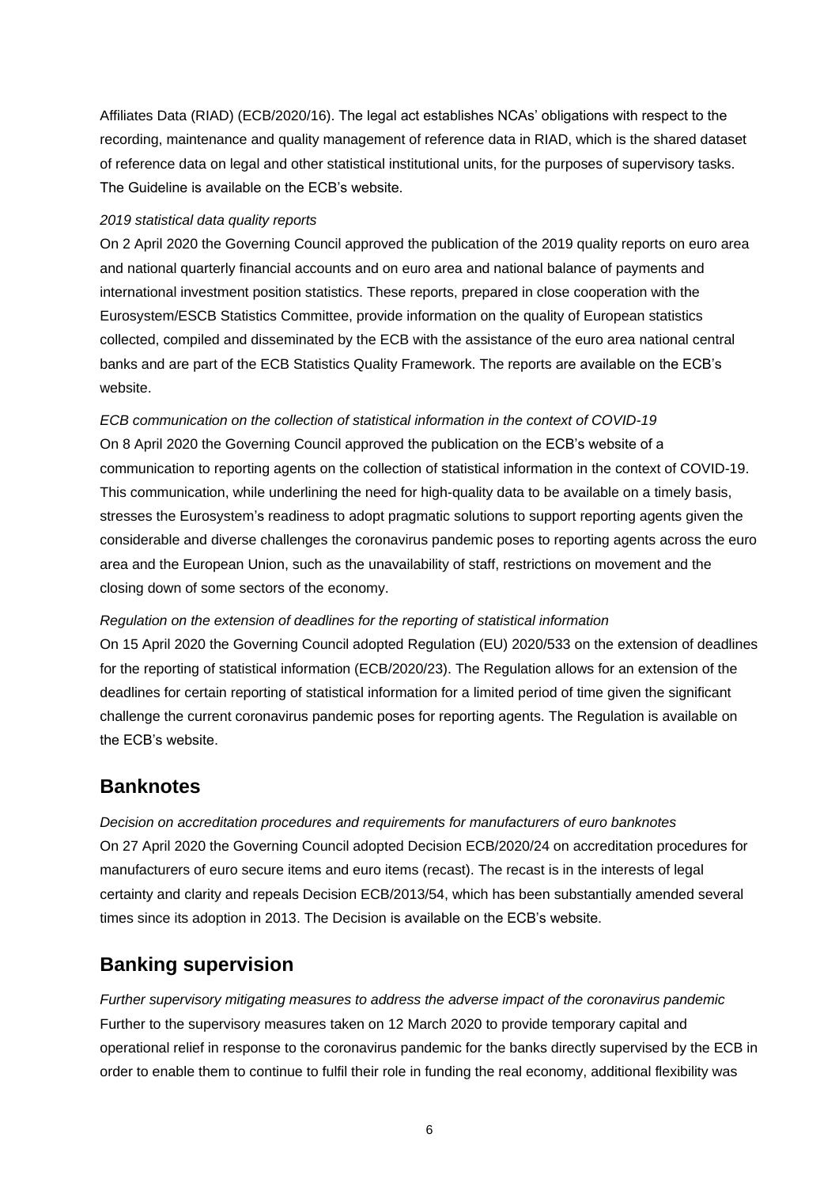Affiliates Data (RIAD) (ECB/2020/16). The legal act establishes NCAs' obligations with respect to the recording, maintenance and quality management of reference data in RIAD, which is the shared dataset of reference data on legal and other statistical institutional units, for the purposes of supervisory tasks. The Guideline is available on the ECB's website.

*2019 statistical data quality reports*

On 2 April 2020 the Governing Council approved the publication of the 2019 quality reports on euro area and national quarterly financial accounts and on euro area and national balance of payments and international investment position statistics. These reports, prepared in close cooperation with the Eurosystem/ESCB Statistics Committee, provide information on the quality of European statistics collected, compiled and disseminated by the ECB with the assistance of the euro area national central banks and are part of the ECB Statistics Quality Framework. The reports are available on the ECB's website.

*ECB communication on the collection of statistical information in the context of COVID-19*

On 8 April 2020 the Governing Council approved the publication on the ECB's website of a communication to reporting agents on the collection of statistical information in the context of COVID-19. This communication, while underlining the need for high-quality data to be available on a timely basis, stresses the Eurosystem's readiness to adopt pragmatic solutions to support reporting agents given the considerable and diverse challenges the coronavirus pandemic poses to reporting agents across the euro area and the European Union, such as the unavailability of staff, restrictions on movement and the closing down of some sectors of the economy.

*Regulation on the extension of deadlines for the reporting of statistical information*

On 15 April 2020 the Governing Council adopted Regulation (EU) 2020/533 on the extension of deadlines for the reporting of statistical information (ECB/2020/23). The Regulation allows for an extension of the deadlines for certain reporting of statistical information for a limited period of time given the significant challenge the current coronavirus pandemic poses for reporting agents. The Regulation is available on the ECB's website.

## Banknotes

*Decision on accreditation procedures and requirements for manufacturers of euro banknotes*

On 27 April 2020 the Governing Council adopted Decision ECB/2020/24 on accreditation procedures for manufacturers of euro secure items and euro items (recast). The recast is in the interests of legal certainty and clarity and repeals Decision ECB/2013/54, which has been substantially amended several times since its adoption in 2013. The Decision is available on the ECB's website.

## Banking supervision

*Further supervisory mitigating measures to address the adverse impact of the coronavirus pandemic*

Further to the supervisory measures taken on 12 March 2020 to provide temporary capital and operational relief in response to the coronavirus pandemic for the banks directly supervised by the ECB in order to enable them to continue to fulfil their role in funding the real economy, additional flexibility was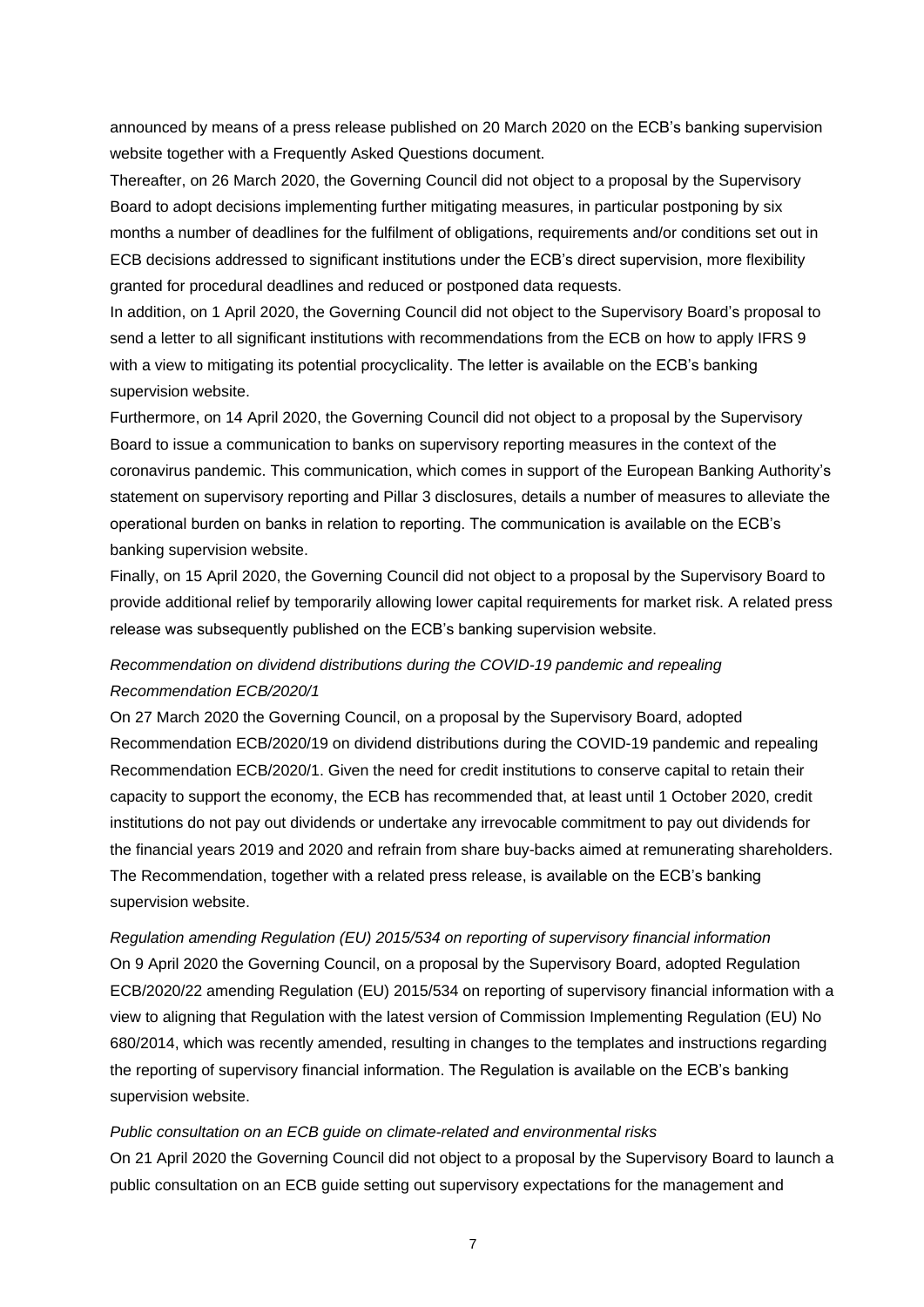announced by means of a press release published on 20 March 2020 on the ECB's banking supervision website together with a Frequently Asked Questions document.

Thereafter, on 26 March 2020, the Governing Council did not object to a proposal by the Supervisory Board to adopt decisions implementing further mitigating measures, in particular postponing by six months a number of deadlines for the fulfilment of obligations, requirements and/or conditions set out in ECB decisions addressed to significant institutions under the ECB's direct supervision, more flexibility granted for procedural deadlines and reduced or postponed data requests.

In addition, on 1 April 2020, the Governing Council did not object to the Supervisory Board's proposal to send a letter to all significant institutions with recommendations from the ECB on how to apply IFRS 9 with a view to mitigating its potential procyclicality. The letter is available on the ECB's banking supervision website.

Furthermore, on 14 April 2020, the Governing Council did not object to a proposal by the Supervisory Board to issue a communication to banks on supervisory reporting measures in the context of the coronavirus pandemic. This communication, which comes in support of the European Banking Authority's statement on supervisory reporting and Pillar 3 disclosures, details a number of measures to alleviate the operational burden on banks in relation to reporting. The communication is available on the ECB's banking supervision website.

Finally, on 15 April 2020, the Governing Council did not object to a proposal by the Supervisory Board to provide additional relief by temporarily allowing lower capital requirements for market risk. A related press release was subsequently published on the ECB's banking supervision website.

*Recommendation on dividend distributions during the COVID-19 pandemic and repealing Recommendation ECB/2020/1*

On 27 March 2020 the Governing Council, on a proposal by the Supervisory Board, adopted Recommendation ECB/2020/19 on dividend distributions during the COVID-19 pandemic and repealing Recommendation ECB/2020/1. Given the need for credit institutions to conserve capital to retain their capacity to support the economy, the ECB has recommended that, at least until 1 October 2020, credit institutions do not pay out dividends or undertake any irrevocable commitment to pay out dividends for the financial years 2019 and 2020 and refrain from share buy-backs aimed at remunerating shareholders. The Recommendation, together with a related press release, is available on the ECB's banking supervision website.

*Regulation amending Regulation (EU) 2015/534 on reporting of supervisory financial information*

On 9 April 2020 the Governing Council, on a proposal by the Supervisory Board, adopted Regulation ECB/2020/22 amending Regulation (EU) 2015/534 on reporting of supervisory financial information with a view to aligning that Regulation with the latest version of Commission Implementing Regulation (EU) No 680/2014, which was recently amended, resulting in changes to the templates and instructions regarding the reporting of supervisory financial information. The Regulation is available on the ECB's banking supervision website.

*Public consultation on an ECB guide on climate-related and environmental risks*

On 21 April 2020 the Governing Council did not object to a proposal by the Supervisory Board to launch a public consultation on an ECB guide setting out supervisory expectations for the management and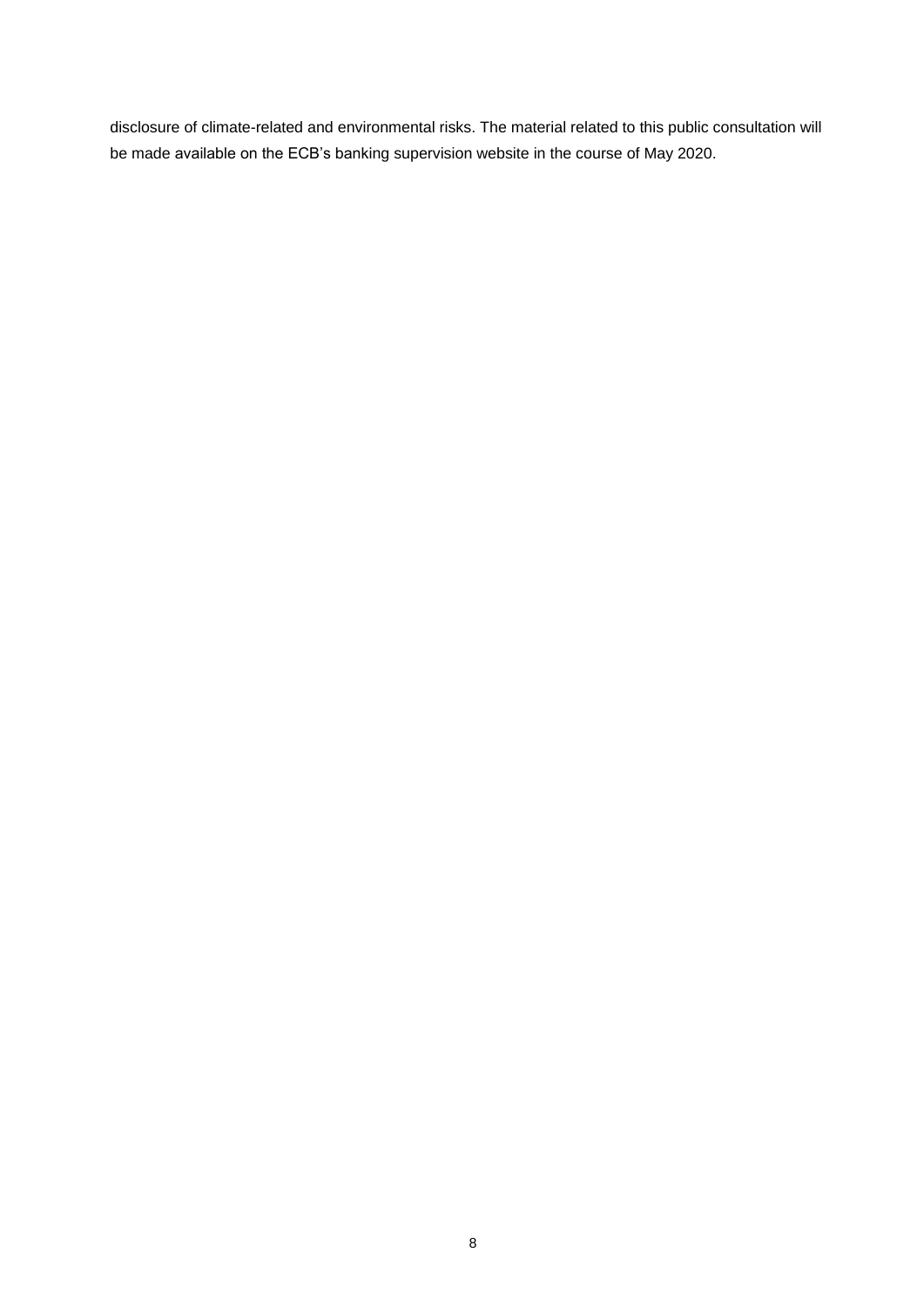disclosure of climate-related and environmental risks. The material related to this public consultation will be made available on the ECB's banking supervision website in the course of May 2020.